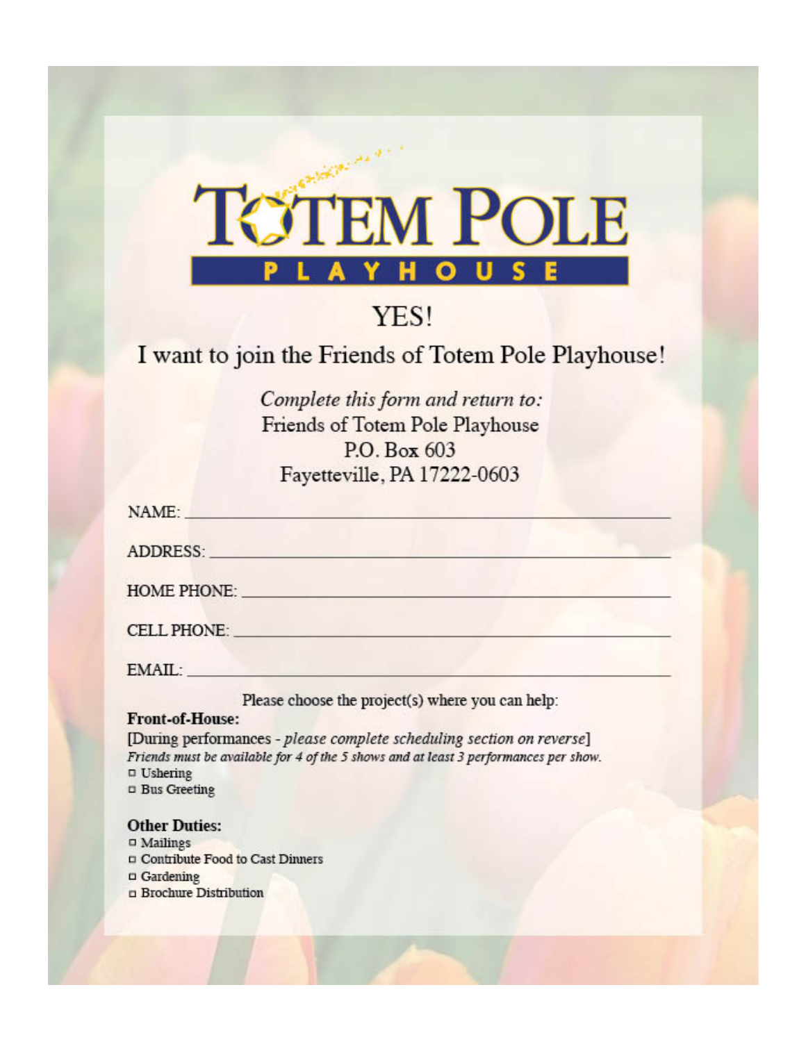# TOTEM POLE PLAYHOUSE

## YES!

## I want to join the Friends of Totem Pole Playhouse!

*Complete this form and return to:*
Friends of Totem Pole Playhouse
P.O. Box 603
Fayetteville, PA 17222-0603

NAME: ______________________________________________

ADDRESS: ______________________________________________

HOME PHONE: ______________________________________________

CELL PHONE: ______________________________________________

EMAIL: ______________________________________________

Please choose the project(s) where you can help:

**Front-of-House:**

[During performances - *please complete scheduling section on reverse*]

*Friends must be available for 4 of the 5 shows and at least 3 performances per show.*

- ☐ Ushering
- ☐ Bus Greeting

**Other Duties:**

- ☐ Mailings
- ☐ Contribute Food to Cast Dinners
- ☐ Gardening
- ☐ Brochure Distribution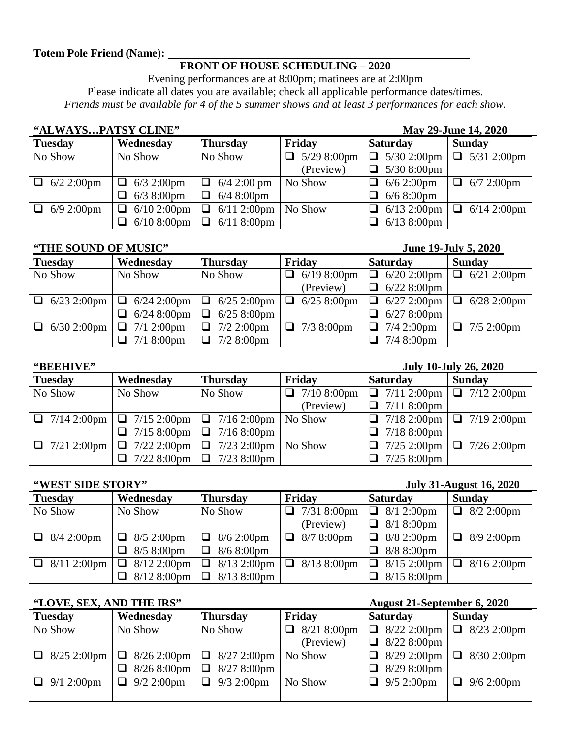**Totem Pole Friend (Name): ________________________________________________**

## FRONT OF HOUSE SCHEDULING – 2020

Evening performances are at 8:00pm; matinees are at 2:00pm

Please indicate all dates you are available; check all applicable performance dates/times.

*Friends must be available for 4 of the 5 summer shows and at least 3 performances for each show.*

### "ALWAYS…PATSY CLINE" — May 29-June 14, 2020

| Tuesday | Wednesday | Thursday | Friday | Saturday | Sunday |
|---|---|---|---|---|---|
| No Show | No Show | No Show | ❑ 5/29 8:00pm (Preview) | ❑ 5/30 2:00pm<br>❑ 5/30 8:00pm | ❑ 5/31 2:00pm |
| ❑ 6/2 2:00pm | ❑ 6/3 2:00pm<br>❑ 6/3 8:00pm | ❑ 6/4 2:00 pm<br>❑ 6/4 8:00pm | No Show | ❑ 6/6 2:00pm<br>❑ 6/6 8:00pm | ❑ 6/7 2:00pm |
| ❑ 6/9 2:00pm | ❑ 6/10 2:00pm<br>❑ 6/10 8:00pm | ❑ 6/11 2:00pm<br>❑ 6/11 8:00pm | No Show | ❑ 6/13 2:00pm<br>❑ 6/13 8:00pm | ❑ 6/14 2:00pm |

### "THE SOUND OF MUSIC" — June 19-July 5, 2020

| Tuesday | Wednesday | Thursday | Friday | Saturday | Sunday |
|---|---|---|---|---|---|
| No Show | No Show | No Show | ❑ 6/19 8:00pm (Preview) | ❑ 6/20 2:00pm<br>❑ 6/22 8:00pm | ❑ 6/21 2:00pm |
| ❑ 6/23 2:00pm | ❑ 6/24 2:00pm<br>❑ 6/24 8:00pm | ❑ 6/25 2:00pm<br>❑ 6/25 8:00pm | ❑ 6/25 8:00pm | ❑ 6/27 2:00pm<br>❑ 6/27 8:00pm | ❑ 6/28 2:00pm |
| ❑ 6/30 2:00pm | ❑ 7/1 2:00pm<br>❑ 7/1 8:00pm | ❑ 7/2 2:00pm<br>❑ 7/2 8:00pm | ❑ 7/3 8:00pm | ❑ 7/4 2:00pm<br>❑ 7/4 8:00pm | ❑ 7/5 2:00pm |

### "BEEHIVE" — July 10-July 26, 2020

| Tuesday | Wednesday | Thursday | Friday | Saturday | Sunday |
|---|---|---|---|---|---|
| No Show | No Show | No Show | ❑ 7/10 8:00pm (Preview) | ❑ 7/11 2:00pm<br>❑ 7/11 8:00pm | ❑ 7/12 2:00pm |
| ❑ 7/14 2:00pm | ❑ 7/15 2:00pm<br>❑ 7/15 8:00pm | ❑ 7/16 2:00pm<br>❑ 7/16 8:00pm | No Show | ❑ 7/18 2:00pm<br>❑ 7/18 8:00pm | ❑ 7/19 2:00pm |
| ❑ 7/21 2:00pm | ❑ 7/22 2:00pm<br>❑ 7/22 8:00pm | ❑ 7/23 2:00pm<br>❑ 7/23 8:00pm | No Show | ❑ 7/25 2:00pm<br>❑ 7/25 8:00pm | ❑ 7/26 2:00pm |

### "WEST SIDE STORY" — July 31-August 16, 2020

| Tuesday | Wednesday | Thursday | Friday | Saturday | Sunday |
|---|---|---|---|---|---|
| No Show | No Show | No Show | ❑ 7/31 8:00pm (Preview) | ❑ 8/1 2:00pm<br>❑ 8/1 8:00pm | ❑ 8/2 2:00pm |
| ❑ 8/4 2:00pm | ❑ 8/5 2:00pm<br>❑ 8/5 8:00pm | ❑ 8/6 2:00pm<br>❑ 8/6 8:00pm | ❑ 8/7 8:00pm | ❑ 8/8 2:00pm<br>❑ 8/8 8:00pm | ❑ 8/9 2:00pm |
| ❑ 8/11 2:00pm | ❑ 8/12 2:00pm<br>❑ 8/12 8:00pm | ❑ 8/13 2:00pm<br>❑ 8/13 8:00pm | ❑ 8/13 8:00pm | ❑ 8/15 2:00pm<br>❑ 8/15 8:00pm | ❑ 8/16 2:00pm |

### "LOVE, SEX, AND THE IRS" — August 21-September 6, 2020

| Tuesday | Wednesday | Thursday | Friday | Saturday | Sunday |
|---|---|---|---|---|---|
| No Show | No Show | No Show | ❑ 8/21 8:00pm (Preview) | ❑ 8/22 2:00pm<br>❑ 8/22 8:00pm | ❑ 8/23 2:00pm |
| ❑ 8/25 2:00pm | ❑ 8/26 2:00pm<br>❑ 8/26 8:00pm | ❑ 8/27 2:00pm<br>❑ 8/27 8:00pm | No Show | ❑ 8/29 2:00pm<br>❑ 8/29 8:00pm | ❑ 8/30 2:00pm |
| ❑ 9/1 2:00pm | ❑ 9/2 2:00pm | ❑ 9/3 2:00pm | No Show | ❑ 9/5 2:00pm | ❑ 9/6 2:00pm |